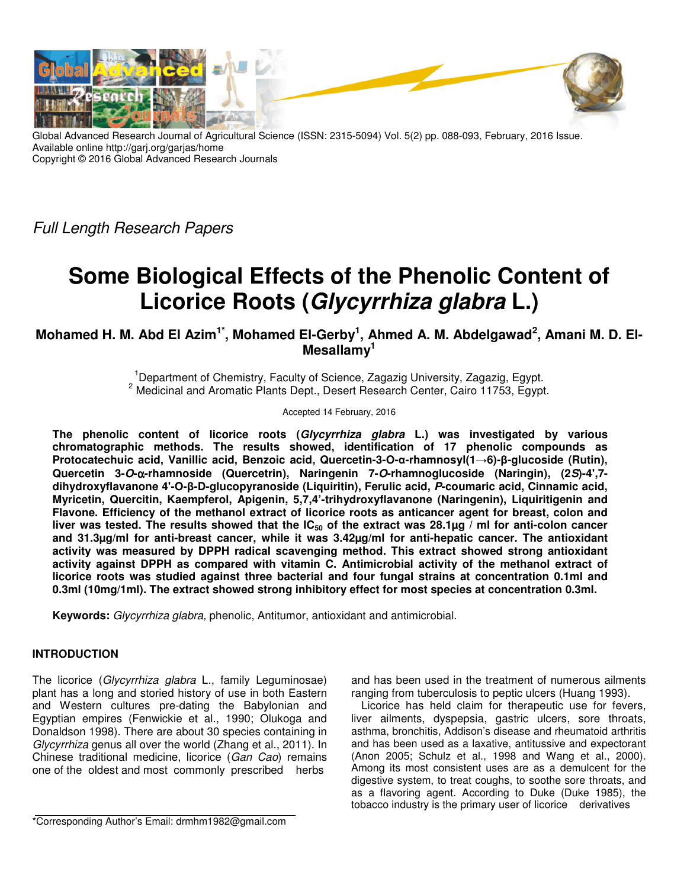Global Advanced Research Journal of Agricultural Science (ISSN: 2315-5094) Vol. 5(2) pp. 088-093, February, 2016 Issue.
Available online http://garj.org/garjas/home
Copyright © 2016 Global Advanced Research Journals

*Full Length Research Papers*

# Some Biological Effects of the Phenolic Content of Licorice Roots (*Glycyrrhiza glabra* L.)

**Mohamed H. M. Abd El Azim[1*], Mohamed El-Gerby[1], Ahmed A. M. Abdelgawad[2], Amani M. D. El-Mesallamy[1]**

[1]Department of Chemistry, Faculty of Science, Zagazig University, Zagazig, Egypt.
[2] Medicinal and Aromatic Plants Dept., Desert Research Center, Cairo 11753, Egypt.

Accepted 14 February, 2016

**The phenolic content of licorice roots (*Glycyrrhiza glabra* L.) was investigated by various chromatographic methods. The results showed, identification of 17 phenolic compounds as Protocatechuic acid, Vanillic acid, Benzoic acid, Quercetin-3-O-α-rhamnosyl(1→6)-β-glucoside (Rutin), Quercetin 3-*O*-α-rhamnoside (Quercetrin), Naringenin 7-*O*-rhamnoglucoside (Naringin), (2*S*)-4',7-dihydroxyflavanone 4'-O-β-D-glucopyranoside (Liquiritin), Ferulic acid, *P*-coumaric acid, Cinnamic acid, Myricetin, Quercitin, Kaempferol, Apigenin, 5,7,4'-trihydroxyflavanone (Naringenin), Liquiritigenin and Flavone. Efficiency of the methanol extract of licorice roots as anticancer agent for breast, colon and liver was tested. The results showed that the $IC_{50}$ of the extract was 28.1µg / ml for anti-colon cancer and 31.3µg/ml for anti-breast cancer, while it was 3.42µg/ml for anti-hepatic cancer. The antioxidant activity was measured by DPPH radical scavenging method. This extract showed strong antioxidant activity against DPPH as compared with vitamin C. Antimicrobial activity of the methanol extract of licorice roots was studied against three bacterial and four fungal strains at concentration 0.1ml and 0.3ml (10mg/1ml). The extract showed strong inhibitory effect for most species at concentration 0.3ml.**

**Keywords:** *Glycyrrhiza glabra,* phenolic, Antitumor, antioxidant and antimicrobial.

## INTRODUCTION

The licorice (*Glycyrrhiza glabra* L., family Leguminosae) plant has a long and storied history of use in both Eastern and Western cultures pre-dating the Babylonian and Egyptian empires (Fenwickie et al., 1990; Olukoga and Donaldson 1998). There are about 30 species containing in *Glycyrrhiza* genus all over the world (Zhang et al., 2011). In Chinese traditional medicine, licorice (*Gan Cao*) remains one of the oldest and most commonly prescribed herbs and has been used in the treatment of numerous ailments ranging from tuberculosis to peptic ulcers (Huang 1993).

Licorice has held claim for therapeutic use for fevers, liver ailments, dyspepsia, gastric ulcers, sore throats, asthma, bronchitis, Addison's disease and rheumatoid arthritis and has been used as a laxative, antitussive and expectorant (Anon 2005; Schulz et al., 1998 and Wang et al., 2000). Among its most consistent uses are as a demulcent for the digestive system, to treat coughs, to soothe sore throats, and as a flavoring agent. According to Duke (Duke 1985), the tobacco industry is the primary user of licorice derivatives

*Corresponding Author's Email: drmhm1982@gmail.com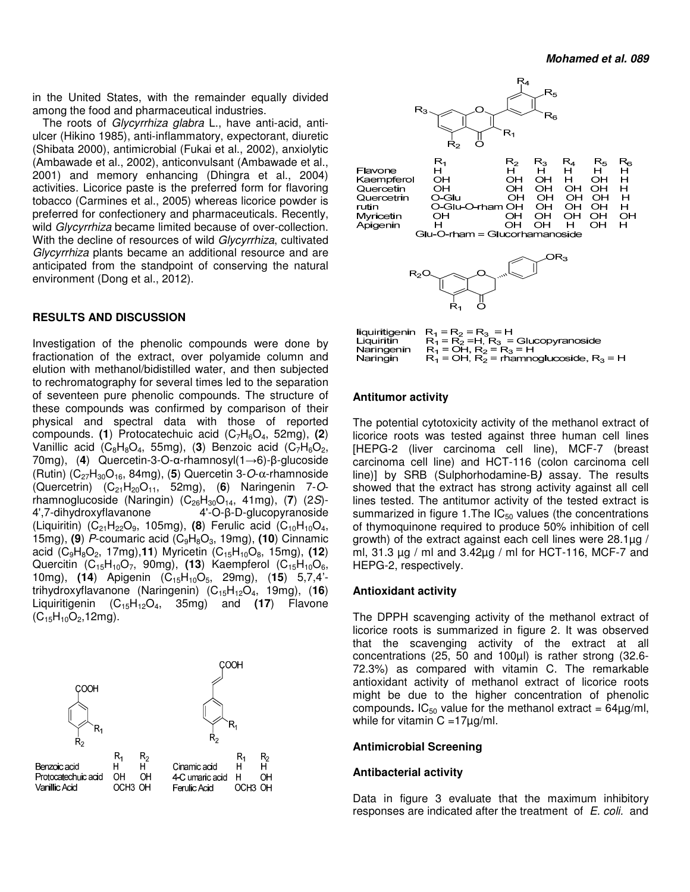in the United States, with the remainder equally divided among the food and pharmaceutical industries.

The roots of *Glycyrrhiza glabra* L., have anti-acid, anti-ulcer (Hikino 1985), anti-inflammatory, expectorant, diuretic (Shibata 2000), antimicrobial (Fukai et al., 2002), anxiolytic (Ambawade et al., 2002), anticonvulsant (Ambawade et al., 2001) and memory enhancing (Dhingra et al., 2004) activities. Licorice paste is the preferred form for flavoring tobacco (Carmines et al., 2005) whereas licorice powder is preferred for confectionery and pharmaceuticals. Recently, wild *Glycyrrhiza* became limited because of over-collection. With the decline of resources of wild *Glycyrrhiza*, cultivated *Glycyrrhiza* plants became an additional resource and are anticipated from the standpoint of conserving the natural environment (Dong et al., 2012).

## RESULTS AND DISCUSSION

Investigation of the phenolic compounds were done by fractionation of the extract, over polyamide column and elution with methanol/bidistilled water, and then subjected to rechromatography for several times led to the separation of seventeen pure phenolic compounds. The structure of these compounds was confirmed by comparison of their physical and spectral data with those of reported compounds. **(1)** Protocatechuic acid ($C_7H_6O_4$, 52mg), **(2)** Vanillic acid ($C_8H_8O_4$, 55mg), (**3**) Benzoic acid ($C_7H_6O_2$, 70mg), (**4**) Quercetin-3-O-α-rhamnosyl(1→6)-β-glucoside (Rutin) ($C_{27}H_{30}O_{16}$, 84mg), (**5**) Quercetin 3-*O*-α-rhamnoside (Quercetrin) ($C_{21}H_{20}O_{11}$, 52mg), (**6**) Naringenin 7-*O*-rhamnoglucoside (Naringin) ($C_{26}H_{30}O_{14}$, 41mg), (**7**) (2*S*)-4',7-dihydroxyflavanone 4'-O-β-D-glucopyranoside (Liquiritin) ($C_{21}H_{22}O_9$, 105mg), **(8)** Ferulic acid ($C_{10}H_{10}O_4$, 15mg), **(9)** *P*-coumaric acid ($C_9H_8O_3$, 19mg), **(10)** Cinnamic acid ($C_9H_8O_2$, 17mg),**11**) Myricetin ($C_{15}H_{10}O_8$, 15mg), **(12)** Quercitin ($C_{15}H_{10}O_7$, 90mg), **(13)** Kaempferol ($C_{15}H_{10}O_6$, 10mg), **(14)** Apigenin ($C_{15}H_{10}O_5$, 29mg), (**15**) 5,7,4'-trihydroxyflavanone (Naringenin) ($C_{15}H_{12}O_4$, 19mg), (**16**) Liquiritigenin ($C_{15}H_{12}O_4$, 35mg) and **(17)** Flavone ($C_{15}H_{10}O_2$,12mg).

| | $R_1$ | $R_2$ |
|---|---|---|
| Benzoic acid | H | H |
| Protocatechuic acid | OH | OH |
| Vanillic Acid | OCH3 | OH |

| | $R_1$ | $R_2$ |
|---|---|---|
| Cinamic acid | H | H |
| 4-C umaric acid | H | OH |
| Ferulic Acid | OCH3 | OH |

| | $R_1$ | $R_2$ | $R_3$ | $R_4$ | $R_5$ | $R_6$ |
|---|---|---|---|---|---|---|
| Flavone | H | H | H | H | H | H |
| Kaempferol | OH | OH | OH | H | OH | H |
| Quercetin | OH | OH | OH | OH | OH | H |
| Quercetrin | O-Glu | OH | OH | OH | OH | H |
| rutin | O-Glu-O-rham | OH | OH | OH | OH | H |
| Myricetin | OH | OH | OH | OH | OH | OH |
| Apigenin | H | OH | OH | H | OH | H |

Glu-O-rham = Glucorhamanoside

liquiritigenin $R_1 = R_2 = R_3 = H$
Liquiritin $R_1 = R_2 = H$, $R_3$ = Glucopyranoside
Naringenin $R_1 = OH$, $R_2 = R_3 = H$
Naringin $R_1 = OH$, $R_2$ = rhamnoglucoside, $R_3 = H$

### Antitumor activity

The potential cytotoxicity activity of the methanol extract of licorice roots was tested against three human cell lines [HEPG-2 (liver carcinoma cell line), MCF-7 (breast carcinoma cell line) and HCT-116 (colon carcinoma cell line)] by SRB (Sulphorhodamine-B*)* assay. The results showed that the extract has strong activity against all cell lines tested. The antitumor activity of the tested extract is summarized in figure 1.The $IC_{50}$ values (the concentrations of thymoquinone required to produce 50% inhibition of cell growth) of the extract against each cell lines were 28.1µg / ml, 31.3 µg / ml and 3.42µg / ml for HCT-116, MCF-7 and HEPG-2, respectively.

### Antioxidant activity

The DPPH scavenging activity of the methanol extract of licorice roots is summarized in figure 2. It was observed that the scavenging activity of the extract at all concentrations (25, 50 and 100µl) is rather strong (32.6-72.3%) as compared with vitamin C. The remarkable antioxidant activity of methanol extract of licorice roots might be due to the higher concentration of phenolic compounds**.** $IC_{50}$ value for the methanol extract = 64µg/ml, while for vitamin C =17µg/ml.

### Antimicrobial Screening

### Antibacterial activity

Data in figure 3 evaluate that the maximum inhibitory responses are indicated after the treatment of *E. coli.* and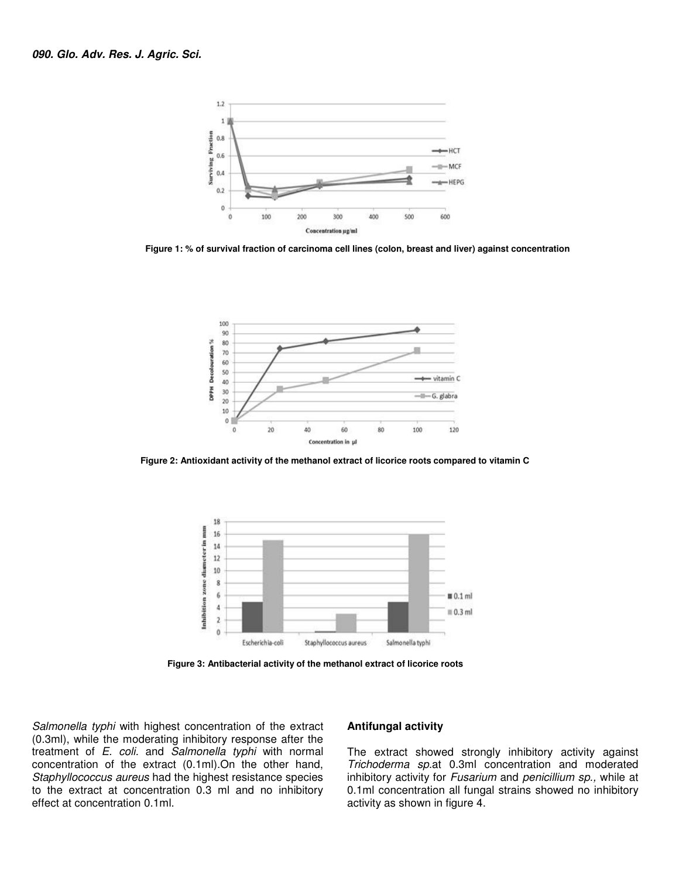Figure 1: % of survival fraction of carcinoma cell lines (colon, breast and liver) against concentration

Figure 2: Antioxidant activity of the methanol extract of licorice roots compared to vitamin C

Figure 3: Antibacterial activity of the methanol extract of licorice roots

*Salmonella typhi* with highest concentration of the extract (0.3ml), while the moderating inhibitory response after the treatment of *E. coli.* and *Salmonella typhi* with normal concentration of the extract (0.1ml).On the other hand, *Staphyllococcus aureus* had the highest resistance species to the extract at concentration 0.3 ml and no inhibitory effect at concentration 0.1ml.

### Antifungal activity

The extract showed strongly inhibitory activity against *Trichoderma sp.*at 0.3ml concentration and moderated inhibitory activity for *Fusarium* and *penicillium sp.,* while at 0.1ml concentration all fungal strains showed no inhibitory activity as shown in figure 4.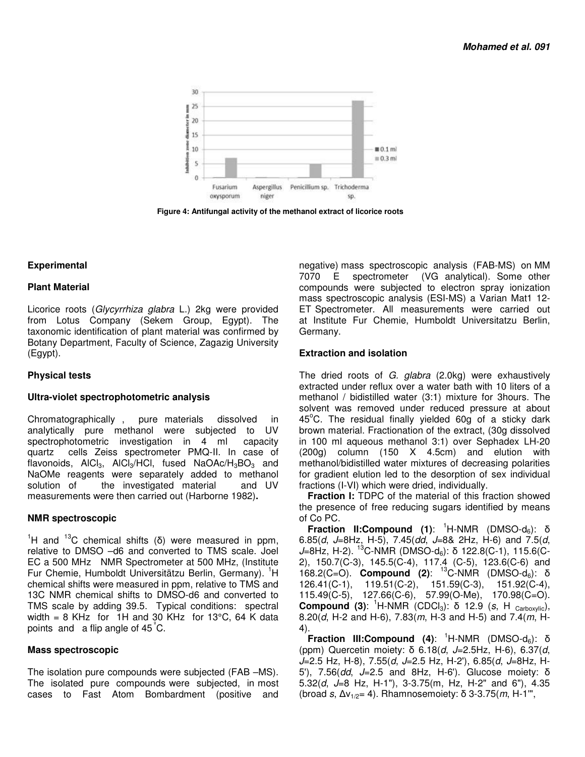Figure 4: Antifungal activity of the methanol extract of licorice roots

## Experimental

### Plant Material

Licorice roots (*Glycyrrhiza glabra* L.) 2kg were provided from Lotus Company (Sekem Group, Egypt). The taxonomic identification of plant material was confirmed by Botany Department, Faculty of Science, Zagazig University (Egypt).

### Physical tests

### Ultra-violet spectrophotometric analysis

Chromatographically , pure materials dissolved in analytically pure methanol were subjected to UV spectrophotometric investigation in 4 ml capacity quartz cells Zeiss spectrometer PMQ-II. In case of flavonoids, $AlCl_3$, $AlCl_3$/HCl, fused NaOAc/$H_3BO_3$ and NaOMe reagents were separately added to methanol solution of the investigated material and UV measurements were then carried out (Harborne 1982)**.**

### NMR spectroscopic

$^1$H and $^{13}$C chemical shifts (δ) were measured in ppm, relative to DMSO –d6 and converted to TMS scale. Joel EC a 500 MHz NMR Spectrometer at 500 MHz, (Institute Fur Chemie, Humboldt Universitätzu Berlin, Germany). $^1$H chemical shifts were measured in ppm, relative to TMS and 13C NMR chemical shifts to DMSO-d6 and converted to TMS scale by adding 39.5. Typical conditions: spectral width = 8 KHz for 1H and 30 KHz for 13°C, 64 K data points and a flip angle of 45°C.

### Mass spectroscopic

The isolation pure compounds were subjected (FAB –MS). The isolated pure compounds were subjected, in most cases to Fast Atom Bombardment (positive and negative) mass spectroscopic analysis (FAB-MS) on MM 7070 E spectrometer (VG analytical). Some other compounds were subjected to electron spray ionization mass spectroscopic analysis (ESI-MS) a Varian Mat1 12-ET Spectrometer. All measurements were carried out at Institute Fur Chemie, Humboldt Universitatzu Berlin, Germany.

### Extraction and isolation

The dried roots of *G. glabra* (2.0kg) were exhaustively extracted under reflux over a water bath with 10 liters of a methanol / bidistilled water (3:1) mixture for 3hours. The solvent was removed under reduced pressure at about 45°C. The residual finally yielded 60g of a sticky dark brown material. Fractionation of the extract, (30g dissolved in 100 ml aqueous methanol 3:1) over Sephadex LH-20 (200g) column (150 X 4.5cm) and elution with methanol/bidistilled water mixtures of decreasing polarities for gradient elution led to the desorption of sex individual fractions (I-VI) which were dried, individually.

**Fraction I:** TDPC of the material of this fraction showed the presence of free reducing sugars identified by means of Co PC.

**Fraction II:Compound (1)**: $^1$H-NMR (DMSO-$d_6$): δ 6.85(*d*, *J*=8Hz, H-5), 7.45(*dd*, *J*=8& 2Hz, H-6) and 7.5(*d*, *J*=8Hz, H-2). $^{13}$C-NMR (DMSO-$d_6$): δ 122.8(C-1), 115.6(C-2), 150.7(C-3), 145.5(C-4), 117.4 (C-5), 123.6(C-6) and 168.2(C=O). **Compound (2)**: $^{13}$C-NMR (DMSO-$d_6$): δ 126.41(C-1), 119.51(C-2), 151.59(C-3), 151.92(C-4), 115.49(C-5), 127.66(C-6), 57.99(O-Me), 170.98(C=O). **Compound (3)**: $^1$H-NMR ($CDCl_3$): δ 12.9 (*s*, $H_{Carboxylic}$), 8.20(*d*, H-2 and H-6), 7.83(*m*, H-3 and H-5) and 7.4(*m*, H-4).

**Fraction III:Compound (4)**: $^1$H-NMR (DMSO-$d_6$): δ (ppm) Quercetin moiety: δ 6.18(*d*, *J*=2.5Hz, H-6), 6.37(*d*, *J*=2.5 Hz, H-8), 7.55(*d*, *J*=2.5 Hz, H-2'), 6.85(*d*, *J*=8Hz, H-5'), 7.56(*dd*, *J*=2.5 and 8Hz, H-6'). Glucose moiety: δ 5.32(*d*, *J*=8 Hz, H-1"), 3-3.75(m, Hz, H-2" and 6"), 4.35 (broad *s*, $\Delta v_{1/2}$= 4). Rhamnosemoiety: δ 3-3.75(*m*, H-1'",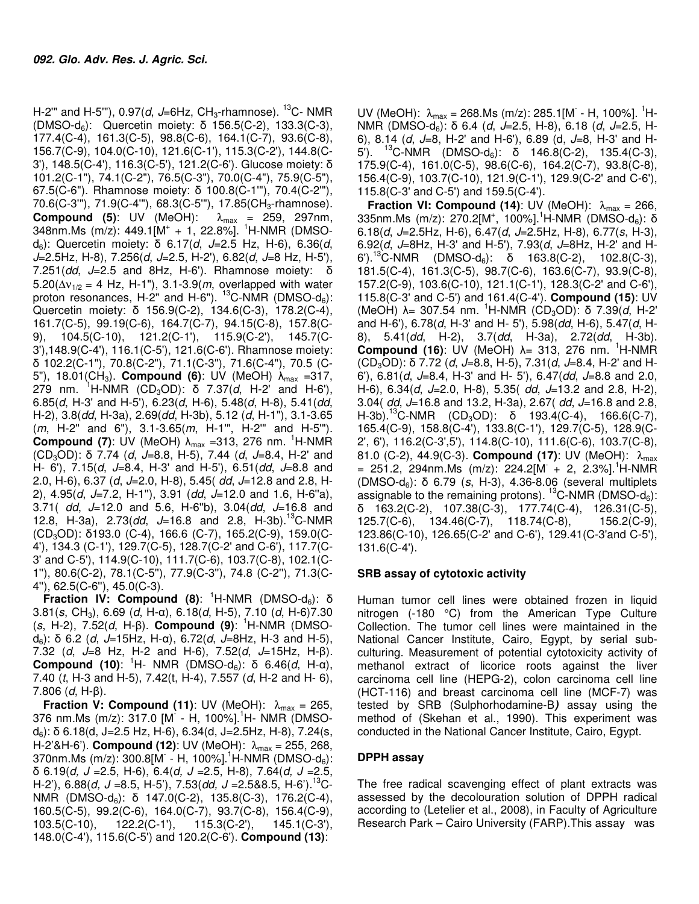H-2''' and H-5'''), 0.97(*d*, *J*=6Hz, $CH_3$-rhamnose). $^{13}C$- NMR (DMSO-$d_6$): Quercetin moiety: δ 156.5(C-2), 133.3(C-3), 177.4(C-4), 161.3(C-5), 98.8(C-6), 164.1(C-7), 93.6(C-8), 156.7(C-9), 104.0(C-10), 121.6(C-1'), 115.3(C-2'), 144.8(C-3'), 148.5(C-4'), 116.3(C-5'), 121.2(C-6'). Glucose moiety: δ 101.2(C-1''), 74.1(C-2''), 76.5(C-3''), 70.0(C-4''), 75.9(C-5''), 67.5(C-6''). Rhamnose moiety: δ 100.8(C-1'''), 70.4(C-2'''), 70.6(C-3'''), 71.9(C-4'''), 68.3(C-5'''), 17.85($CH_3$-rhamnose). **Compound (5)**: UV (MeOH): $\lambda_{max}$ = 259, 297nm, 348nm.Ms (m/z): 449.1[$M^+$ + 1, 22.8%]. $^1H$-NMR (DMSO-$d_6$): Quercetin moiety: δ 6.17(*d*, *J*=2.5 Hz, H-6), 6.36(*d*, *J*=2.5Hz, H-8), 7.256(*d*, *J*=2.5, H-2'), 6.82(*d*, *J*=8 Hz, H-5'), 7.251(*dd*, *J*=2.5 and 8Hz, H-6'). Rhamnose moiety: δ 5.20($\Delta\nu_{1/2}$ = 4 Hz, H-1''), 3.1-3.9(*m*, overlapped with water proton resonances, H-2'' and H-6''). $^{13}C$-NMR (DMSO-$d_6$): Quercetin moiety: δ 156.9(C-2), 134.6(C-3), 178.2(C-4), 161.7(C-5), 99.19(C-6), 164.7(C-7), 94.15(C-8), 157.8(C-9), 104.5(C-10), 121.2(C-1'), 115.9(C-2'), 145.7(C-3'),148.9(C-4'), 116.1(C-5'), 121.6(C-6'). Rhamnose moiety: δ 102.2(C-1''), 70.8(C-2''), 71.1(C-3''), 71.6(C-4''), 70.5 (C-5''), 18.01($CH_3$). **Compound (6)**: UV (MeOH) $\lambda_{max}$ =317, 279 nm. $^1H$-NMR ($CD_3OD$): δ 7.37(*d*, H-2' and H-6'), 6.85(*d*, H-3' and H-5'), 6.23(*d*, H-6), 5.48(*d*, H-8), 5.41(*dd*, H-2), 3.8(*dd*, H-3a), 2.69(*dd*, H-3b), 5.12 (*d*, H-1''), 3.1-3.65 (*m*, H-2'' and 6''), 3.1-3.65(*m*, H-1''', H-2''' and H-5'''). **Compound (7)**: UV (MeOH) $\lambda_{max}$ =313, 276 nm. $^1H$-NMR ($CD_3OD$): δ 7.74 (*d*, *J*=8.8, H-5), 7.44 (*d*, *J*=8.4, H-2' and H- 6'), 7.15(*d*, *J*=8.4, H-3' and H-5'), 6.51(*dd*, *J*=8.8 and 2.0, H-6), 6.37 (*d*, *J*=2.0, H-8), 5.45( *dd*, *J*=12.8 and 2.8, H-2), 4.95(*d*, *J*=7.2, H-1''), 3.91 (*dd*, *J*=12.0 and 1.6, H-6''a), 3.71( *dd*, *J*=12.0 and 5.6, H-6''b), 3.04(*dd*, *J*=16.8 and 12.8, H-3a), 2.73(*dd*, *J*=16.8 and 2.8, H-3b).$^{13}C$-NMR ($CD_3OD$): δ193.0 (C-4), 166.6 (C-7), 165.2(C-9), 159.0(C-4'), 134.3 (C-1'), 129.7(C-5), 128.7(C-2' and C-6'), 117.7(C-3' and C-5'), 114.9(C-10), 111.7(C-6), 103.7(C-8), 102.1(C-1''), 80.6(C-2), 78.1(C-5''), 77.9(C-3''), 74.8 (C-2''), 71.3(C-4''), 62.5(C-6''), 45.0(C-3).

**Fraction IV: Compound (8)**: $^1H$-NMR (DMSO-$d_6$): δ 3.81(*s*, $CH_3$), 6.69 (*d*, H-α), 6.18(*d*, H-5), 7.10 (*d*, H-6)7.30 (*s*, H-2), 7.52(*d*, H-β). **Compound (9)**: $^1H$-NMR (DMSO-$d_6$): δ 6.2 (*d*, *J*=15Hz, H-α), 6.72(*d*, *J*=8Hz, H-3 and H-5), 7.32 (*d*, *J*=8 Hz, H-2 and H-6), 7.52(*d*, *J*=15Hz, H-β). **Compound (10)**: $^1H$- NMR (DMSO-$d_6$): δ 6.46(*d*, H-α), 7.40 (*t*, H-3 and H-5), 7.42(t, H-4), 7.557 (*d*, H-2 and H- 6), 7.806 (*d*, H-β).

**Fraction V: Compound (11)**: UV (MeOH): $\lambda_{max}$ = 265, 376 nm.Ms (m/z): 317.0 [$M^-$ - H, 100%].$^1H$- NMR (DMSO-$d_6$): δ 6.18(d, J=2.5 Hz, H-6), 6.34(d, J=2.5Hz, H-8), 7.24(s, H-2'&H-6'). **Compound (12)**: UV (MeOH): $\lambda_{max}$ = 255, 268, 370nm.Ms (m/z): 300.8[$M^-$ - H, 100%].$^1H$-NMR (DMSO-$d_6$): δ 6.19(*d, J* =2.5, H-6), 6.4(*d, J* =2.5, H-8), 7.64(*d, J* =2.5, H-2'), 6.88(*d, J* =8.5, H-5'), 7.53(*dd, J* =2.5&8.5, H-6').$^{13}C$-NMR (DMSO-$d_6$): δ 147.0(C-2), 135.8(C-3), 176.2(C-4), 160.5(C-5), 99.2(C-6), 164.0(C-7), 93.7(C-8), 156.4(C-9), 103.5(C-10), 122.2(C-1'), 115.3(C-2'), 145.1(C-3'), 148.0(C-4'), 115.6(C-5') and 120.2(C-6'). **Compound (13)**: UV (MeOH): $\lambda_{max}$ = 268.Ms (m/z): 285.1[$M^-$ - H, 100%]. $^1H$-NMR (DMSO-$d_6$): δ 6.4 (*d*, *J*=2.5, H-8), 6.18 (*d*, *J*=2.5, H-6), 8.14 (*d*, *J*=8, H-2' and H-6'), 6.89 (d, *J*=8, H-3' and H-5'). $^{13}C$-NMR (DMSO-$d_6$): δ 146.8(C-2), 135.4(C-3), 175.9(C-4), 161.0(C-5), 98.6(C-6), 164.2(C-7), 93.8(C-8), 156.4(C-9), 103.7(C-10), 121.9(C-1'), 129.9(C-2' and C-6'), 115.8(C-3' and C-5') and 159.5(C-4').

**Fraction VI: Compound (14)**: UV (MeOH): $\lambda_{max}$ = 266, 335nm.Ms (m/z): 270.2[$M^+$, 100%].$^1H$-NMR (DMSO-$d_6$): δ 6.18(*d*, *J*=2.5Hz, H-6), 6.47(*d*, *J*=2.5Hz, H-8), 6.77(*s*, H-3), 6.92(*d*, *J*=8Hz, H-3' and H-5'), 7.93(*d*, *J*=8Hz, H-2' and H-6').$^{13}C$-NMR (DMSO-$d_6$): δ 163.8(C-2), 102.8(C-3), 181.5(C-4), 161.3(C-5), 98.7(C-6), 163.6(C-7), 93.9(C-8), 157.2(C-9), 103.6(C-10), 121.1(C-1'), 128.3(C-2' and C-6'), 115.8(C-3' and C-5') and 161.4(C-4'). **Compound (15)**: UV (MeOH) λ= 307.54 nm. $^1H$-NMR ($CD_3OD$): δ 7.39(*d*, H-2' and H-6'), 6.78(*d*, H-3' and H- 5'), 5.98(*dd*, H-6), 5.47(*d*, H-8), 5.41(*dd*, H-2), 3.7(*dd*, H-3a), 2.72(*dd*, H-3b). **Compound (16)**: UV (MeOH) λ= 313, 276 nm. $^1H$-NMR ($CD_3OD$): δ 7.72 (*d*, *J*=8.8, H-5), 7.31(*d*, *J*=8.4, H-2' and H-6'), 6.81(*d*, *J*=8.4, H-3' and H- 5'), 6.47(*dd*, *J*=8.8 and 2.0, H-6), 6.34(*d*, *J*=2.0, H-8), 5.35( *dd*, *J*=13.2 and 2.8, H-2), 3.04( *dd*, *J*=16.8 and 13.2, H-3a), 2.67( *dd*, *J*=16.8 and 2.8, H-3b).$^{13}C$-NMR ($CD_3OD$): δ 193.4(C-4), 166.6(C-7), 165.4(C-9), 158.8(C-4'), 133.8(C-1'), 129.7(C-5), 128.9(C-2', 6'), 116.2(C-3',5'), 114.8(C-10), 111.6(C-6), 103.7(C-8), 81.0 (C-2), 44.9(C-3). **Compound (17)**: UV (MeOH): $\lambda_{max}$ = 251.2, 294nm.Ms (m/z): 224.2[$M^-$ + 2, 2.3%].$^1H$-NMR (DMSO-$d_6$): δ 6.79 (*s*, H-3), 4.36-8.06 (several multiplets assignable to the remaining protons). $^{13}C$-NMR (DMSO-$d_6$): δ 163.2(C-2), 107.38(C-3), 177.74(C-4), 126.31(C-5), 125.7(C-6), 134.46(C-7), 118.74(C-8), 156.2(C-9), 123.86(C-10), 126.65(C-2' and C-6'), 129.41(C-3'and C-5'), 131.6(C-4').

### SRB assay of cytotoxic activity

Human tumor cell lines were obtained frozen in liquid nitrogen (-180 °C) from the American Type Culture Collection. The tumor cell lines were maintained in the National Cancer Institute, Cairo, Egypt, by serial sub-culturing. Measurement of potential cytotoxicity activity of methanol extract of licorice roots against the liver carcinoma cell line (HEPG-2), colon carcinoma cell line (HCT-116) and breast carcinoma cell line (MCF-7) was tested by SRB (Sulphorhodamine-B*)* assay using the method of (Skehan et al., 1990). This experiment was conducted in the National Cancer Institute, Cairo, Egypt.

### DPPH assay

The free radical scavenging effect of plant extracts was assessed by the decolouration solution of DPPH radical according to (Letelier et al., 2008), in Faculty of Agriculture Research Park – Cairo University (FARP).This assay was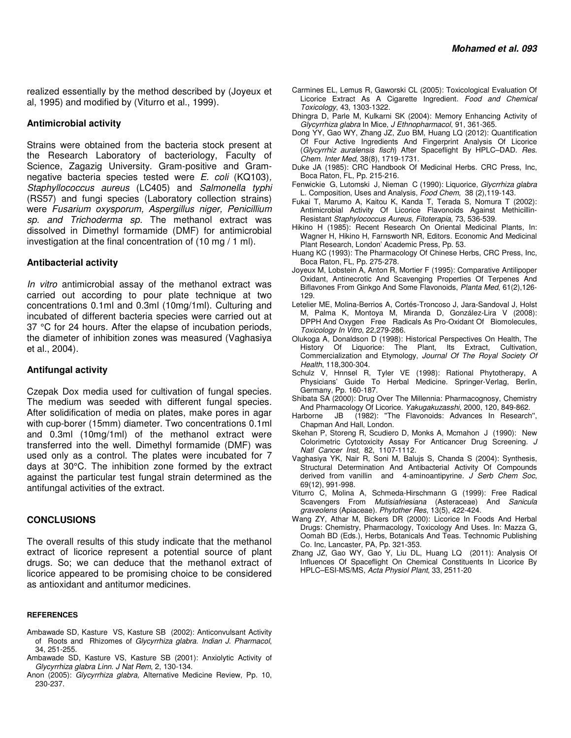realized essentially by the method described by (Joyeux et al, 1995) and modified by (Viturro et al., 1999).

### Antimicrobial activity

Strains were obtained from the bacteria stock present at the Research Laboratory of bacteriology, Faculty of Science, Zagazig University. Gram-positive and Gram-negative bacteria species tested were *E. coli* (KQ103), *Staphyllococcus aureus* (LC405) and *Salmonella typhi* (RS57) and fungi species (Laboratory collection strains) were *Fusarium oxysporum, Aspergillus niger, Penicillium sp. and Trichoderma sp.* The methanol extract was dissolved in Dimethyl formamide (DMF) for antimicrobial investigation at the final concentration of (10 mg / 1 ml).

### Antibacterial activity

*In vitro* antimicrobial assay of the methanol extract was carried out according to pour plate technique at two concentrations 0.1ml and 0.3ml (10mg/1ml). Culturing and incubated of different bacteria species were carried out at 37 °C for 24 hours. After the elapse of incubation periods, the diameter of inhibition zones was measured (Vaghasiya et al., 2004).

### Antifungal activity

Czepak Dox media used for cultivation of fungal species. The medium was seeded with different fungal species. After solidification of media on plates, make pores in agar with cup-borer (15mm) diameter. Two concentrations 0.1ml and 0.3ml (10mg/1ml) of the methanol extract were transferred into the well. Dimethyl formamide (DMF) was used only as a control. The plates were incubated for 7 days at 30°C. The inhibition zone formed by the extract against the particular test fungal strain determined as the antifungal activities of the extract.

## CONCLUSIONS

The overall results of this study indicate that the methanol extract of licorice represent a potential source of plant drugs. So; we can deduce that the methanol extract of licorice appeared to be promising choice to be considered as antioxidant and antitumor medicines.

## REFERENCES

Ambawade SD, Kasture VS, Kasture SB (2002): Anticonvulsant Activity of Roots and Rhizomes of *Glycyrrhiza glabra*. *Indian J. Pharmacol*, 34, 251-255.

Ambawade SD, Kasture VS, Kasture SB (2001): Anxiolytic Activity of *Glycyrrhiza glabra Linn*. *J Nat Rem*, 2, 130-134.

Anon (2005): *Glycyrrhiza glabra,* Alternative Medicine Review, Pp. 10, 230-237.

Carmines EL, Lemus R, Gaworski CL (2005): Toxicological Evaluation Of Licorice Extract As A Cigarette Ingredient. *Food and Chemical Toxicology*, 43, 1303-1322.

Dhingra D, Parle M, Kulkarni SK (2004): Memory Enhancing Activity of *Glycyrrhiza glabra* In Mice, *J Ethnopharmacol*, 91, 361-365.

Dong YY, Gao WY, Zhang JZ, Zuo BM, Huang LQ (2012): Quantification Of Four Active Ingredients And Fingerprint Analysis Of Licorice (*Glycyrrhiz auralensis fisch*) After Spaceflight By HPLC–DAD. *Res. Chem. Inter Med*, 38(8), 1719-1731.

Duke JA (1985): CRC Handbook Of Medicinal Herbs. CRC Press, Inc, Boca Raton, FL, Pp. 215-216.

Fenwickie G, Lutomski J, Nieman C (1990): Liquorice, *Glycrrhiza glabra* L. Composition, Uses and Analysis, *Food Chem*, 38 (2),119-143.

Fukai T, Marumo A, Kaitou K, Kanda T, Terada S, Nomura T (2002): Antimicrobial Activity Of Licorice Flavonoids Against Methicillin-Resistant *Staphylococcus Aureus*, *Fitoterapia*, 73, 536-539.

Hikino H (1985): Recent Research On Oriental Medicinal Plants, In: Wagner H, Hikino H, Farnsworth NR, Editors. Economic And Medicinal Plant Research, London' Academic Press, Pp. 53.

Huang KC (1993): The Pharmacology Of Chinese Herbs, CRC Press, Inc, Boca Raton, FL, Pp. 275-278.

Joyeux M, Lobstein A, Anton R, Mortier F (1995): Comparative Antilipoper Oxidant, Antinecrotic And Scavenging Properties Of Terpenes And Biflavones From Ginkgo And Some Flavonoids, *Planta Med*, 61(2),126-129.

Letelier ME, Molina-Berrios A, Cortés-Troncoso J, Jara-Sandoval J, Holst M, Palma K, Montoya M, Miranda D, González-Lira V (2008): DPPH And Oxygen Free Radicals As Pro-Oxidant Of Biomolecules, *Toxicology In Vitro*, 22,279-286.

Olukoga A, Donaldson D (1998): Historical Perspectives On Health, The History Of Liquorice: The Plant, Its Extract, Cultivation, Commercialization and Etymology, *Journal Of The Royal Society Of Health*, 118,300-304.

Schulz V, Hnnsel R, Tyler VE (1998): Rational Phytotherapy, A Physicians' Guide To Herbal Medicine. Springer-Verlag, Berlin, Germany, Pp. 160-187.

Shibata SA (2000): Drug Over The Millennia: Pharmacognosy, Chemistry And Pharmacology Of Licorice. *Yakugakuzasshi*, 2000, 120, 849-862.

Harborne JB (1982): "The Flavonoids: Advances In Research", Chapman And Hall, London.

Skehan P, Storeng R, Scudiero D, Monks A, Mcmahon J (1990): New Colorimetric Cytotoxicity Assay For Anticancer Drug Screening. *J Natl Cancer Inst*, 82, 1107-1112.

Vaghasiya YK, Nair R, Soni M, Balujs S, Chanda S (2004): Synthesis, Structural Determination And Antibacterial Activity Of Compounds derived from vanillin and 4-aminoantipyrine. *J Serb Chem Soc*, 69(12), 991-998.

Viturro C, Molina A, Schmeda-Hirschmann G (1999): Free Radical Scavengers From *Mutisiafriesiana* (Asteraceae) And *Sanicula graveolens* (Apiaceae). *Phytother Res*, 13(5), 422-424.

Wang ZY, Athar M, Bickers DR (2000): Licorice In Foods And Herbal Drugs: Chemistry, Pharmacology, Toxicology And Uses. In: Mazza G, Oomah BD (Eds.), Herbs, Botanicals And Teas. Technomic Publishing Co. Inc, Lancaster, PA, Pp. 321-353.

Zhang JZ, Gao WY, Gao Y, Liu DL, Huang LQ (2011): Analysis Of Influences Of Spaceflight On Chemical Constituents In Licorice By HPLC–ESI-MS/MS, *Acta Physiol Plant*, 33, 2511-20